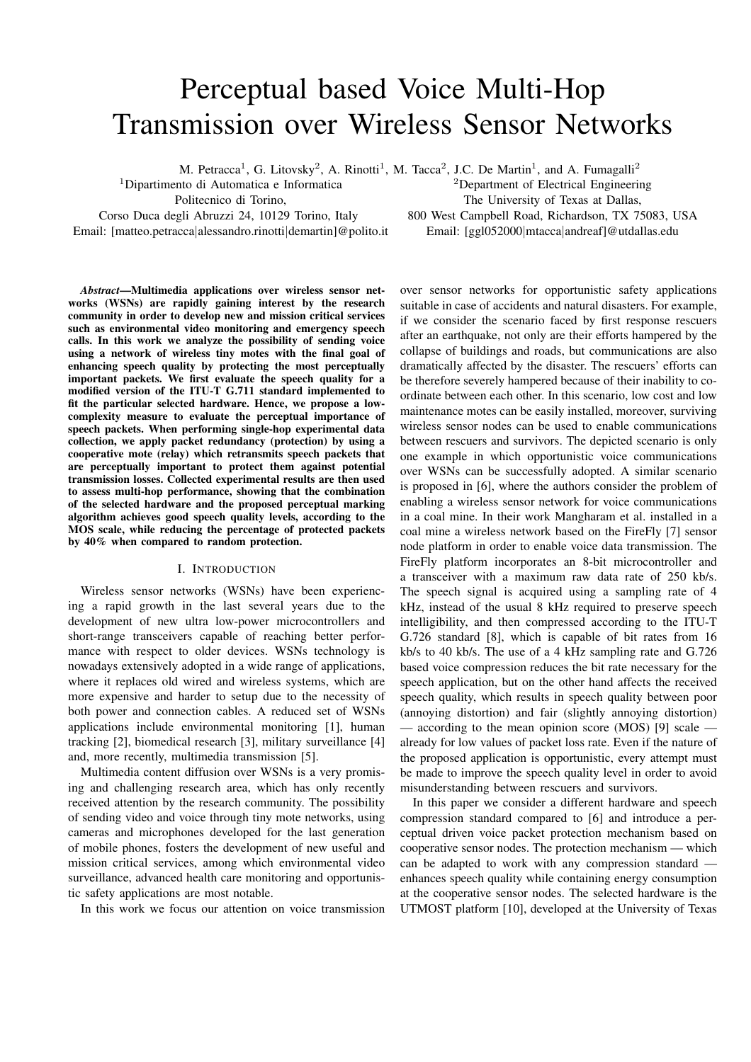# Perceptual based Voice Multi-Hop Transmission over Wireless Sensor Networks

M. Petracca[1], G. Litovsky[2], A. Rinotti[1], M. Tacca[2], J.C. De Martin[1], and A. Fumagalli[2]

[1]Dipartimento di Automatica e Informatica
Politecnico di Torino,
Corso Duca degli Abruzzi 24, 10129 Torino, Italy
Email: [matteo.petracca|alessandro.rinotti|demartin]@polito.it

[2]Department of Electrical Engineering
The University of Texas at Dallas,
800 West Campbell Road, Richardson, TX 75083, USA
Email: [ggl052000|mtacca|andreaf]@utdallas.edu

***Abstract*—Multimedia applications over wireless sensor networks (WSNs) are rapidly gaining interest by the research community in order to develop new and mission critical services such as environmental video monitoring and emergency speech calls. In this work we analyze the possibility of sending voice using a network of wireless tiny motes with the final goal of enhancing speech quality by protecting the most perceptually important packets. We first evaluate the speech quality for a modified version of the ITU-T G.711 standard implemented to fit the particular selected hardware. Hence, we propose a low-complexity measure to evaluate the perceptual importance of speech packets. When performing single-hop experimental data collection, we apply packet redundancy (protection) by using a cooperative mote (relay) which retransmits speech packets that are perceptually important to protect them against potential transmission losses. Collected experimental results are then used to assess multi-hop performance, showing that the combination of the selected hardware and the proposed perceptual marking algorithm achieves good speech quality levels, according to the MOS scale, while reducing the percentage of protected packets by 40% when compared to random protection.**

## I. Introduction

Wireless sensor networks (WSNs) have been experiencing a rapid growth in the last several years due to the development of new ultra low-power microcontrollers and short-range transceivers capable of reaching better performance with respect to older devices. WSNs technology is nowadays extensively adopted in a wide range of applications, where it replaces old wired and wireless systems, which are more expensive and harder to setup due to the necessity of both power and connection cables. A reduced set of WSNs applications include environmental monitoring [1], human tracking [2], biomedical research [3], military surveillance [4] and, more recently, multimedia transmission [5].

Multimedia content diffusion over WSNs is a very promising and challenging research area, which has only recently received attention by the research community. The possibility of sending video and voice through tiny mote networks, using cameras and microphones developed for the last generation of mobile phones, fosters the development of new useful and mission critical services, among which environmental video surveillance, advanced health care monitoring and opportunistic safety applications are most notable.

In this work we focus our attention on voice transmission over sensor networks for opportunistic safety applications suitable in case of accidents and natural disasters. For example, if we consider the scenario faced by first response rescuers after an earthquake, not only are their efforts hampered by the collapse of buildings and roads, but communications are also dramatically affected by the disaster. The rescuers' efforts can be therefore severely hampered because of their inability to coordinate between each other. In this scenario, low cost and low maintenance motes can be easily installed, moreover, surviving wireless sensor nodes can be used to enable communications between rescuers and survivors. The depicted scenario is only one example in which opportunistic voice communications over WSNs can be successfully adopted. A similar scenario is proposed in [6], where the authors consider the problem of enabling a wireless sensor network for voice communications in a coal mine. In their work Mangharam et al. installed in a coal mine a wireless network based on the FireFly [7] sensor node platform in order to enable voice data transmission. The FireFly platform incorporates an 8-bit microcontroller and a transceiver with a maximum raw data rate of 250 kb/s. The speech signal is acquired using a sampling rate of 4 kHz, instead of the usual 8 kHz required to preserve speech intelligibility, and then compressed according to the ITU-T G.726 standard [8], which is capable of bit rates from 16 kb/s to 40 kb/s. The use of a 4 kHz sampling rate and G.726 based voice compression reduces the bit rate necessary for the speech application, but on the other hand affects the received speech quality, which results in speech quality between poor (annoying distortion) and fair (slightly annoying distortion) — according to the mean opinion score (MOS) [9] scale — already for low values of packet loss rate. Even if the nature of the proposed application is opportunistic, every attempt must be made to improve the speech quality level in order to avoid misunderstanding between rescuers and survivors.

In this paper we consider a different hardware and speech compression standard compared to [6] and introduce a perceptual driven voice packet protection mechanism based on cooperative sensor nodes. The protection mechanism — which can be adapted to work with any compression standard — enhances speech quality while containing energy consumption at the cooperative sensor nodes. The selected hardware is the UTMOST platform [10], developed at the University of Texas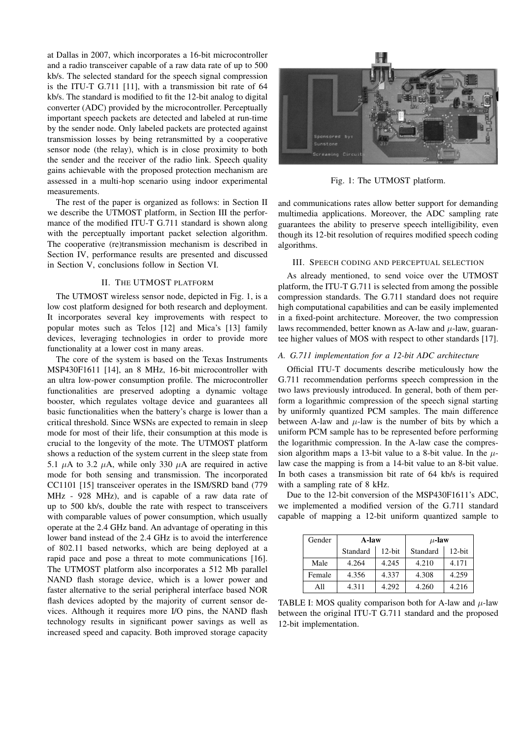at Dallas in 2007, which incorporates a 16-bit microcontroller and a radio transceiver capable of a raw data rate of up to 500 kb/s. The selected standard for the speech signal compression is the ITU-T G.711 [11], with a transmission bit rate of 64 kb/s. The standard is modified to fit the 12-bit analog to digital converter (ADC) provided by the microcontroller. Perceptually important speech packets are detected and labeled at run-time by the sender node. Only labeled packets are protected against transmission losses by being retransmitted by a cooperative sensor node (the relay), which is in close proximity to both the sender and the receiver of the radio link. Speech quality gains achievable with the proposed protection mechanism are assessed in a multi-hop scenario using indoor experimental measurements.

The rest of the paper is organized as follows: in Section II we describe the UTMOST platform, in Section III the performance of the modified ITU-T G.711 standard is shown along with the perceptually important packet selection algorithm. The cooperative (re)transmission mechanism is described in Section IV, performance results are presented and discussed in Section V, conclusions follow in Section VI.

## II. The UTMOST platform

The UTMOST wireless sensor node, depicted in Fig. 1, is a low cost platform designed for both research and deployment. It incorporates several key improvements with respect to popular motes such as Telos [12] and Mica's [13] family devices, leveraging technologies in order to provide more functionality at a lower cost in many areas.

The core of the system is based on the Texas Instruments MSP430F1611 [14], an 8 MHz, 16-bit microcontroller with an ultra low-power consumption profile. The microcontroller functionalities are preserved adopting a dynamic voltage booster, which regulates voltage device and guarantees all basic functionalities when the battery's charge is lower than a critical threshold. Since WSNs are expected to remain in sleep mode for most of their life, their consumption at this mode is crucial to the longevity of the mote. The UTMOST platform shows a reduction of the system current in the sleep state from 5.1 $\mu$A to 3.2 $\mu$A, while only 330 $\mu$A are required in active mode for both sensing and transmission. The incorporated CC1101 [15] transceiver operates in the ISM/SRD band (779 MHz - 928 MHz), and is capable of a raw data rate of up to 500 kb/s, double the rate with respect to transceivers with comparable values of power consumption, which usually operate at the 2.4 GHz band. An advantage of operating in this lower band instead of the 2.4 GHz is to avoid the interference of 802.11 based networks, which are being deployed at a rapid pace and pose a threat to mote communications [16]. The UTMOST platform also incorporates a 512 Mb parallel NAND flash storage device, which is a lower power and faster alternative to the serial peripheral interface based NOR flash devices adopted by the majority of current sensor devices. Although it requires more I/O pins, the NAND flash technology results in significant power savings as well as increased speed and capacity. Both improved storage capacity and communications rates allow better support for demanding multimedia applications. Moreover, the ADC sampling rate guarantees the ability to preserve speech intelligibility, even though its 12-bit resolution of requires modified speech coding algorithms.

Fig. 1: The UTMOST platform.

## III. Speech coding and perceptual selection

As already mentioned, to send voice over the UTMOST platform, the ITU-T G.711 is selected from among the possible compression standards. The G.711 standard does not require high computational capabilities and can be easily implemented in a fixed-point architecture. Moreover, the two compression laws recommended, better known as A-law and $\mu$-law, guarantee higher values of MOS with respect to other standards [17].

### *A. G.711 implementation for a 12-bit ADC architecture*

Official ITU-T documents describe meticulously how the G.711 recommendation performs speech compression in the two laws previously introduced. In general, both of them perform a logarithmic compression of the speech signal starting by uniformly quantized PCM samples. The main difference between A-law and $\mu$-law is the number of bits by which a uniform PCM sample has to be represented before performing the logarithmic compression. In the A-law case the compression algorithm maps a 13-bit value to a 8-bit value. In the $\mu$-law case the mapping is from a 14-bit value to an 8-bit value. In both cases a transmission bit rate of 64 kb/s is required with a sampling rate of 8 kHz.

Due to the 12-bit conversion of the MSP430F1611's ADC, we implemented a modified version of the G.711 standard capable of mapping a 12-bit uniform quantized sample to

| Gender | **A-law** | | **$\mu$-law** | |
|---|---|---|---|---|
| | Standard | 12-bit | Standard | 12-bit |
| Male | 4.264 | 4.245 | 4.210 | 4.171 |
| Female | 4.356 | 4.337 | 4.308 | 4.259 |
| All | 4.311 | 4.292 | 4.260 | 4.216 |

TABLE I: MOS quality comparison both for A-law and $\mu$-law between the original ITU-T G.711 standard and the proposed 12-bit implementation.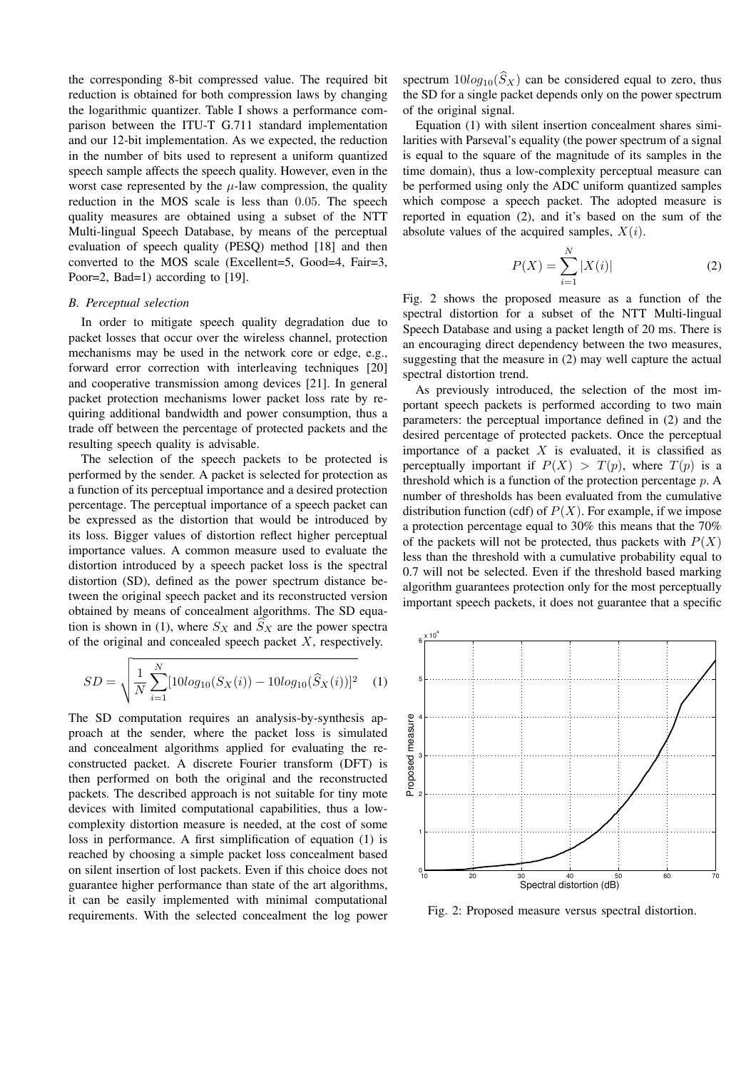the corresponding 8-bit compressed value. The required bit reduction is obtained for both compression laws by changing the logarithmic quantizer. Table I shows a performance comparison between the ITU-T G.711 standard implementation and our 12-bit implementation. As we expected, the reduction in the number of bits used to represent a uniform quantized speech sample affects the speech quality. However, even in the worst case represented by the $\mu$-law compression, the quality reduction in the MOS scale is less than $0.05$. The speech quality measures are obtained using a subset of the NTT Multi-lingual Speech Database, by means of the perceptual evaluation of speech quality (PESQ) method [18] and then converted to the MOS scale (Excellent=5, Good=4, Fair=3, Poor=2, Bad=1) according to [19].

### *B. Perceptual selection*

In order to mitigate speech quality degradation due to packet losses that occur over the wireless channel, protection mechanisms may be used in the network core or edge, e.g., forward error correction with interleaving techniques [20] and cooperative transmission among devices [21]. In general packet protection mechanisms lower packet loss rate by requiring additional bandwidth and power consumption, thus a trade off between the percentage of protected packets and the resulting speech quality is advisable.

The selection of the speech packets to be protected is performed by the sender. A packet is selected for protection as a function of its perceptual importance and a desired protection percentage. The perceptual importance of a speech packet can be expressed as the distortion that would be introduced by its loss. Bigger values of distortion reflect higher perceptual importance values. A common measure used to evaluate the distortion introduced by a speech packet loss is the spectral distortion (SD), defined as the power spectrum distance between the original speech packet and its reconstructed version obtained by means of concealment algorithms. The SD equation is shown in (1), where $S_X$ and $\widehat{S}_X$ are the power spectra of the original and concealed speech packet $X$, respectively.

$$SD = \sqrt{\frac{1}{N}\sum_{i=1}^{N}[10log_{10}(S_X(i)) - 10log_{10}(\widehat{S}_X(i))]^2} \quad (1)$$

The SD computation requires an analysis-by-synthesis approach at the sender, where the packet loss is simulated and concealment algorithms applied for evaluating the reconstructed packet. A discrete Fourier transform (DFT) is then performed on both the original and the reconstructed packets. The described approach is not suitable for tiny mote devices with limited computational capabilities, thus a low-complexity distortion measure is needed, at the cost of some loss in performance. A first simplification of equation (1) is reached by choosing a simple packet loss concealment based on silent insertion of lost packets. Even if this choice does not guarantee higher performance than state of the art algorithms, it can be easily implemented with minimal computational requirements. With the selected concealment the log power spectrum $10log_{10}(\widehat{S}_X)$ can be considered equal to zero, thus the SD for a single packet depends only on the power spectrum of the original signal.

Equation (1) with silent insertion concealment shares similarities with Parseval's equality (the power spectrum of a signal is equal to the square of the magnitude of its samples in the time domain), thus a low-complexity perceptual measure can be performed using only the ADC uniform quantized samples which compose a speech packet. The adopted measure is reported in equation (2), and it's based on the sum of the absolute values of the acquired samples, $X(i)$.

$$P(X) = \sum_{i=1}^{N}|X(i)| \quad (2)$$

Fig. 2 shows the proposed measure as a function of the spectral distortion for a subset of the NTT Multi-lingual Speech Database and using a packet length of 20 ms. There is an encouraging direct dependency between the two measures, suggesting that the measure in (2) may well capture the actual spectral distortion trend.

As previously introduced, the selection of the most important speech packets is performed according to two main parameters: the perceptual importance defined in (2) and the desired percentage of protected packets. Once the perceptual importance of a packet $X$ is evaluated, it is classified as perceptually important if $P(X) > T(p)$, where $T(p)$ is a threshold which is a function of the protection percentage $p$. A number of thresholds has been evaluated from the cumulative distribution function (cdf) of $P(X)$. For example, if we impose a protection percentage equal to 30% this means that the 70% of the packets will not be protected, thus packets with $P(X)$ less than the threshold with a cumulative probability equal to 0.7 will not be selected. Even if the threshold based marking algorithm guarantees protection only for the most perceptually important speech packets, it does not guarantee that a specific

Fig. 2: Proposed measure versus spectral distortion.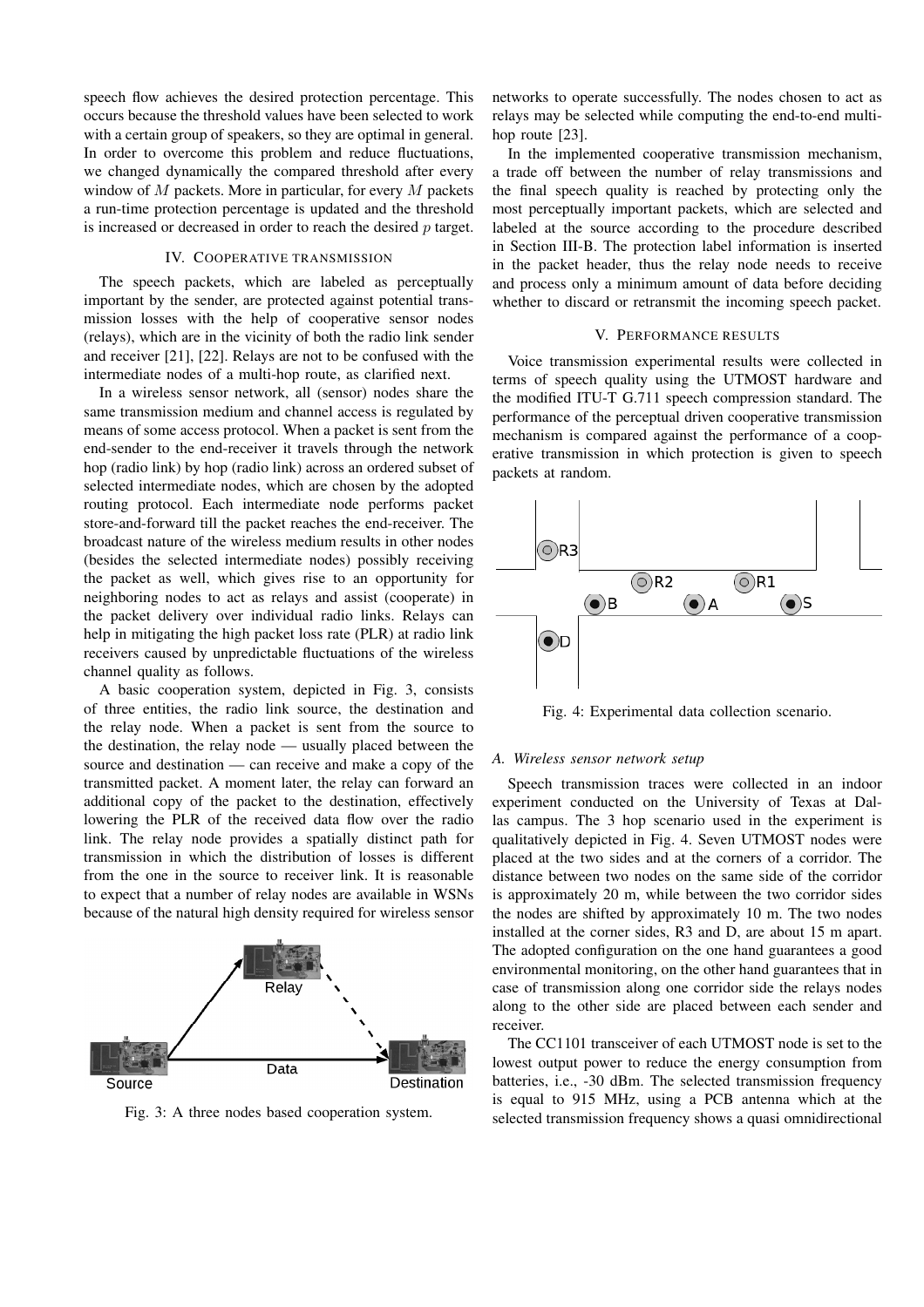speech flow achieves the desired protection percentage. This occurs because the threshold values have been selected to work with a certain group of speakers, so they are optimal in general. In order to overcome this problem and reduce fluctuations, we changed dynamically the compared threshold after every window of $M$ packets. More in particular, for every $M$ packets a run-time protection percentage is updated and the threshold is increased or decreased in order to reach the desired $p$ target.

## IV. Cooperative transmission

The speech packets, which are labeled as perceptually important by the sender, are protected against potential transmission losses with the help of cooperative sensor nodes (relays), which are in the vicinity of both the radio link sender and receiver [21], [22]. Relays are not to be confused with the intermediate nodes of a multi-hop route, as clarified next.

In a wireless sensor network, all (sensor) nodes share the same transmission medium and channel access is regulated by means of some access protocol. When a packet is sent from the end-sender to the end-receiver it travels through the network hop (radio link) by hop (radio link) across an ordered subset of selected intermediate nodes, which are chosen by the adopted routing protocol. Each intermediate node performs packet store-and-forward till the packet reaches the end-receiver. The broadcast nature of the wireless medium results in other nodes (besides the selected intermediate nodes) possibly receiving the packet as well, which gives rise to an opportunity for neighboring nodes to act as relays and assist (cooperate) in the packet delivery over individual radio links. Relays can help in mitigating the high packet loss rate (PLR) at radio link receivers caused by unpredictable fluctuations of the wireless channel quality as follows.

A basic cooperation system, depicted in Fig. 3, consists of three entities, the radio link source, the destination and the relay node. When a packet is sent from the source to the destination, the relay node — usually placed between the source and destination — can receive and make a copy of the transmitted packet. A moment later, the relay can forward an additional copy of the packet to the destination, effectively lowering the PLR of the received data flow over the radio link. The relay node provides a spatially distinct path for transmission in which the distribution of losses is different from the one in the source to receiver link. It is reasonable to expect that a number of relay nodes are available in WSNs because of the natural high density required for wireless sensor networks to operate successfully. The nodes chosen to act as relays may be selected while computing the end-to-end multi-hop route [23].

Relay
Data
Source
Destination

Fig. 3: A three nodes based cooperation system.

In the implemented cooperative transmission mechanism, a trade off between the number of relay transmissions and the final speech quality is reached by protecting only the most perceptually important packets, which are selected and labeled at the source according to the procedure described in Section III-B. The protection label information is inserted in the packet header, thus the relay node needs to receive and process only a minimum amount of data before deciding whether to discard or retransmit the incoming speech packet.

## V. Performance results

Voice transmission experimental results were collected in terms of speech quality using the UTMOST hardware and the modified ITU-T G.711 speech compression standard. The performance of the perceptual driven cooperative transmission mechanism is compared against the performance of a cooperative transmission in which protection is given to speech packets at random.

R3
R2
R1
B
A
S
D

Fig. 4: Experimental data collection scenario.

### A. Wireless sensor network setup

Speech transmission traces were collected in an indoor experiment conducted on the University of Texas at Dallas campus. The 3 hop scenario used in the experiment is qualitatively depicted in Fig. 4. Seven UTMOST nodes were placed at the two sides and at the corners of a corridor. The distance between two nodes on the same side of the corridor is approximately 20 m, while between the two corridor sides the nodes are shifted by approximately 10 m. The two nodes installed at the corner sides, R3 and D, are about 15 m apart. The adopted configuration on the one hand guarantees a good environmental monitoring, on the other hand guarantees that in case of transmission along one corridor side the relays nodes along to the other side are placed between each sender and receiver.

The CC1101 transceiver of each UTMOST node is set to the lowest output power to reduce the energy consumption from batteries, i.e., -30 dBm. The selected transmission frequency is equal to 915 MHz, using a PCB antenna which at the selected transmission frequency shows a quasi omnidirectional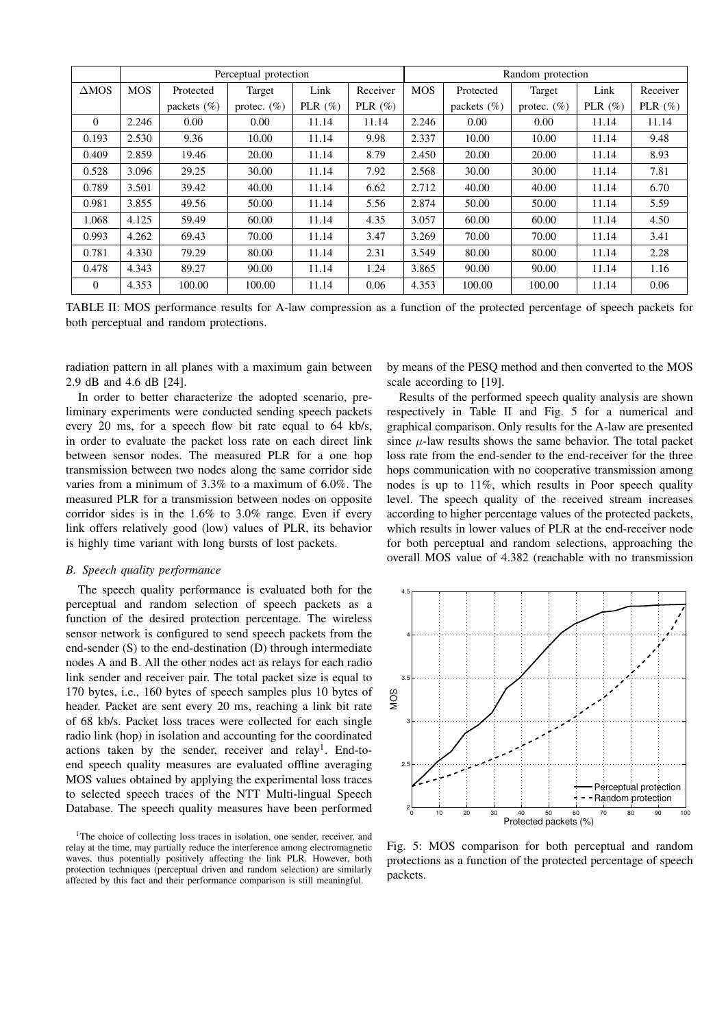| | Perceptual protection | | | | | Random protection | | | | |
|---|---|---|---|---|---|---|---|---|---|---|
| ΔMOS | MOS | Protected packets (%) | Target protec. (%) | Link PLR (%) | Receiver PLR (%) | MOS | Protected packets (%) | Target protec. (%) | Link PLR (%) | Receiver PLR (%) |
| 0 | 2.246 | 0.00 | 0.00 | 11.14 | 11.14 | 2.246 | 0.00 | 0.00 | 11.14 | 11.14 |
| 0.193 | 2.530 | 9.36 | 10.00 | 11.14 | 9.98 | 2.337 | 10.00 | 10.00 | 11.14 | 9.48 |
| 0.409 | 2.859 | 19.46 | 20.00 | 11.14 | 8.79 | 2.450 | 20.00 | 20.00 | 11.14 | 8.93 |
| 0.528 | 3.096 | 29.25 | 30.00 | 11.14 | 7.92 | 2.568 | 30.00 | 30.00 | 11.14 | 7.81 |
| 0.789 | 3.501 | 39.42 | 40.00 | 11.14 | 6.62 | 2.712 | 40.00 | 40.00 | 11.14 | 6.70 |
| 0.981 | 3.855 | 49.56 | 50.00 | 11.14 | 5.56 | 2.874 | 50.00 | 50.00 | 11.14 | 5.59 |
| 1.068 | 4.125 | 59.49 | 60.00 | 11.14 | 4.35 | 3.057 | 60.00 | 60.00 | 11.14 | 4.50 |
| 0.993 | 4.262 | 69.43 | 70.00 | 11.14 | 3.47 | 3.269 | 70.00 | 70.00 | 11.14 | 3.41 |
| 0.781 | 4.330 | 79.29 | 80.00 | 11.14 | 2.31 | 3.549 | 80.00 | 80.00 | 11.14 | 2.28 |
| 0.478 | 4.343 | 89.27 | 90.00 | 11.14 | 1.24 | 3.865 | 90.00 | 90.00 | 11.14 | 1.16 |
| 0 | 4.353 | 100.00 | 100.00 | 11.14 | 0.06 | 4.353 | 100.00 | 100.00 | 11.14 | 0.06 |

TABLE II: MOS performance results for A-law compression as a function of the protected percentage of speech packets for both perceptual and random protections.

radiation pattern in all planes with a maximum gain between 2.9 dB and 4.6 dB [24].

In order to better characterize the adopted scenario, preliminary experiments were conducted sending speech packets every 20 ms, for a speech flow bit rate equal to 64 kb/s, in order to evaluate the packet loss rate on each direct link between sensor nodes. The measured PLR for a one hop transmission between two nodes along the same corridor side varies from a minimum of 3.3% to a maximum of 6.0%. The measured PLR for a transmission between nodes on opposite corridor sides is in the 1.6% to 3.0% range. Even if every link offers relatively good (low) values of PLR, its behavior is highly time variant with long bursts of lost packets.

### B. Speech quality performance

The speech quality performance is evaluated both for the perceptual and random selection of speech packets as a function of the desired protection percentage. The wireless sensor network is configured to send speech packets from the end-sender (S) to the end-destination (D) through intermediate nodes A and B. All the other nodes act as relays for each radio link sender and receiver pair. The total packet size is equal to 170 bytes, i.e., 160 bytes of speech samples plus 10 bytes of header. Packet are sent every 20 ms, reaching a link bit rate of 68 kb/s. Packet loss traces were collected for each single radio link (hop) in isolation and accounting for the coordinated actions taken by the sender, receiver and relay[1]. End-to-end speech quality measures are evaluated offline averaging MOS values obtained by applying the experimental loss traces to selected speech traces of the NTT Multi-lingual Speech Database. The speech quality measures have been performed by means of the PESQ method and then converted to the MOS scale according to [19].

Results of the performed speech quality analysis are shown respectively in Table II and Fig. 5 for a numerical and graphical comparison. Only results for the A-law are presented since $\mu$-law results shows the same behavior. The total packet loss rate from the end-sender to the end-receiver for the three hops communication with no cooperative transmission among nodes is up to 11%, which results in Poor speech quality level. The speech quality of the received stream increases according to higher percentage values of the protected packets, which results in lower values of PLR at the end-receiver node for both perceptual and random selections, approaching the overall MOS value of 4.382 (reachable with no transmission

Fig. 5: MOS comparison for both perceptual and random protections as a function of the protected percentage of speech packets.

[1]The choice of collecting loss traces in isolation, one sender, receiver, and relay at the time, may partially reduce the interference among electromagnetic waves, thus potentially positively affecting the link PLR. However, both protection techniques (perceptual driven and random selection) are similarly affected by this fact and their performance comparison is still meaningful.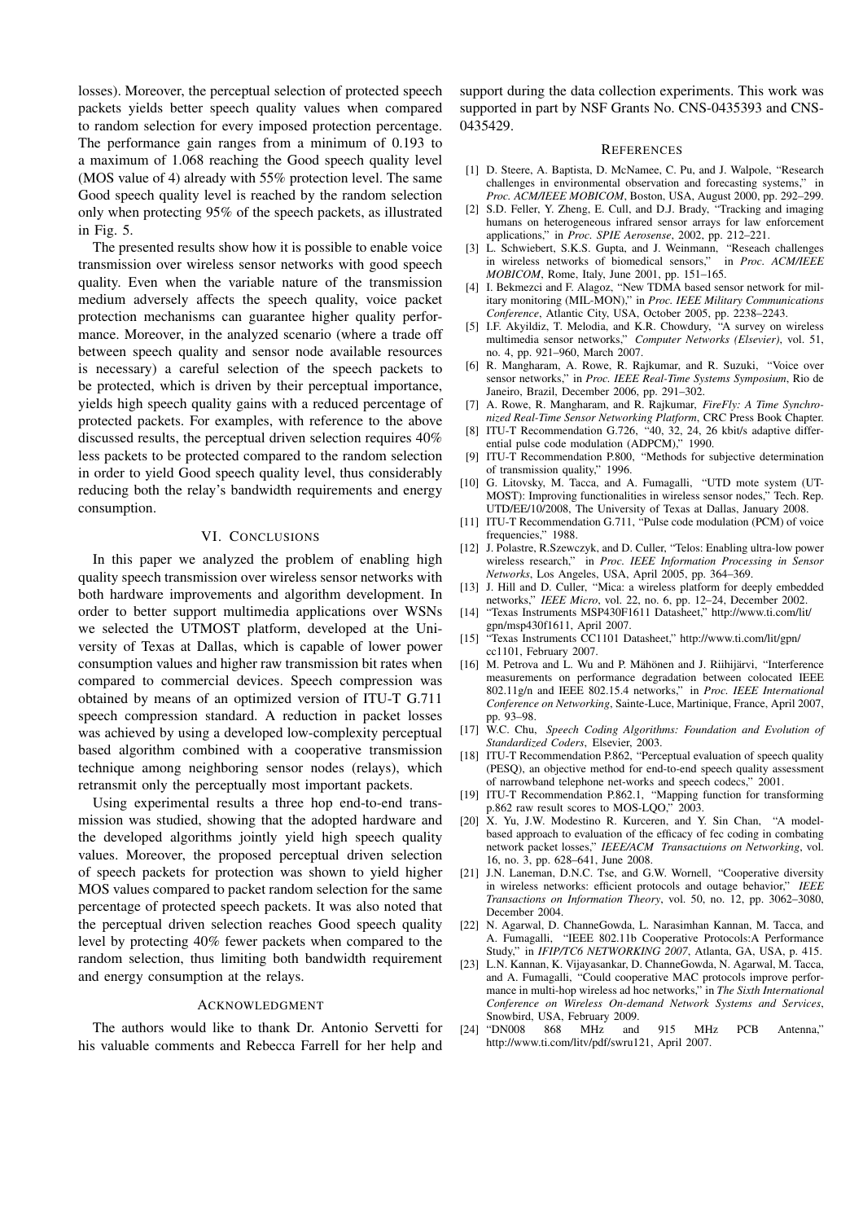losses). Moreover, the perceptual selection of protected speech packets yields better speech quality values when compared to random selection for every imposed protection percentage. The performance gain ranges from a minimum of 0.193 to a maximum of 1.068 reaching the Good speech quality level (MOS value of 4) already with 55% protection level. The same Good speech quality level is reached by the random selection only when protecting 95% of the speech packets, as illustrated in Fig. 5.

The presented results show how it is possible to enable voice transmission over wireless sensor networks with good speech quality. Even when the variable nature of the transmission medium adversely affects the speech quality, voice packet protection mechanisms can guarantee higher quality performance. Moreover, in the analyzed scenario (where a trade off between speech quality and sensor node available resources is necessary) a careful selection of the speech packets to be protected, which is driven by their perceptual importance, yields high speech quality gains with a reduced percentage of protected packets. For examples, with reference to the above discussed results, the perceptual driven selection requires 40% less packets to be protected compared to the random selection in order to yield Good speech quality level, thus considerably reducing both the relay's bandwidth requirements and energy consumption.

## VI. Conclusions

In this paper we analyzed the problem of enabling high quality speech transmission over wireless sensor networks with both hardware improvements and algorithm development. In order to better support multimedia applications over WSNs we selected the UTMOST platform, developed at the University of Texas at Dallas, which is capable of lower power consumption values and higher raw transmission bit rates when compared to commercial devices. Speech compression was obtained by means of an optimized version of ITU-T G.711 speech compression standard. A reduction in packet losses was achieved by using a developed low-complexity perceptual based algorithm combined with a cooperative transmission technique among neighboring sensor nodes (relays), which retransmit only the perceptually most important packets.

Using experimental results a three hop end-to-end transmission was studied, showing that the adopted hardware and the developed algorithms jointly yield high speech quality values. Moreover, the proposed perceptual driven selection of speech packets for protection was shown to yield higher MOS values compared to packet random selection for the same percentage of protected speech packets. It was also noted that the perceptual driven selection reaches Good speech quality level by protecting 40% fewer packets when compared to the random selection, thus limiting both bandwidth requirement and energy consumption at the relays.

## Acknowledgment

The authors would like to thank Dr. Antonio Servetti for his valuable comments and Rebecca Farrell for her help and support during the data collection experiments. This work was supported in part by NSF Grants No. CNS-0435393 and CNS-0435429.

## References

[1] D. Steere, A. Baptista, D. McNamee, C. Pu, and J. Walpole, "Research challenges in environmental observation and forecasting systems," in *Proc. ACM/IEEE MOBICOM*, Boston, USA, August 2000, pp. 292–299.

[2] S.D. Feller, Y. Zheng, E. Cull, and D.J. Brady, "Tracking and imaging humans on heterogeneous infrared sensor arrays for law enforcement applications," in *Proc. SPIE Aerosense*, 2002, pp. 212–221.

[3] L. Schwiebert, S.K.S. Gupta, and J. Weinmann, "Reseach challenges in wireless networks of biomedical sensors," in *Proc. ACM/IEEE MOBICOM*, Rome, Italy, June 2001, pp. 151–165.

[4] I. Bekmezci and F. Alagoz, "New TDMA based sensor network for military monitoring (MIL-MON)," in *Proc. IEEE Military Communications Conference*, Atlantic City, USA, October 2005, pp. 2238–2243.

[5] I.F. Akyildiz, T. Melodia, and K.R. Chowdury, "A survey on wireless multimedia sensor networks," *Computer Networks (Elsevier)*, vol. 51, no. 4, pp. 921–960, March 2007.

[6] R. Mangharam, A. Rowe, R. Rajkumar, and R. Suzuki, "Voice over sensor networks," in *Proc. IEEE Real-Time Systems Symposium*, Rio de Janeiro, Brazil, December 2006, pp. 291–302.

[7] A. Rowe, R. Mangharam, and R. Rajkumar, *FireFly: A Time Synchronized Real-Time Sensor Networking Platform*, CRC Press Book Chapter.

[8] ITU-T Recommendation G.726, "40, 32, 24, 26 kbit/s adaptive differential pulse code modulation (ADPCM)," 1990.

[9] ITU-T Recommendation P.800, "Methods for subjective determination of transmission quality," 1996.

[10] G. Litovsky, M. Tacca, and A. Fumagalli, "UTD mote system (UTMOST): Improving functionalities in wireless sensor nodes," Tech. Rep. UTD/EE/10/2008, The University of Texas at Dallas, January 2008.

[11] ITU-T Recommendation G.711, "Pulse code modulation (PCM) of voice frequencies," 1988.

[12] J. Polastre, R.Szewczyk, and D. Culler, "Telos: Enabling ultra-low power wireless research," in *Proc. IEEE Information Processing in Sensor Networks*, Los Angeles, USA, April 2005, pp. 364–369.

[13] J. Hill and D. Culler, "Mica: a wireless platform for deeply embedded networks," *IEEE Micro*, vol. 22, no. 6, pp. 12–24, December 2002.

[14] "Texas Instruments MSP430F1611 Datasheet," http://www.ti.com/lit/gpn/msp430f1611, April 2007.

[15] "Texas Instruments CC1101 Datasheet," http://www.ti.com/lit/gpn/cc1101, February 2007.

[16] M. Petrova and L. Wu and P. Mähönen and J. Riihijärvi, "Interference measurements on performance degradation between colocated IEEE 802.11g/n and IEEE 802.15.4 networks," in *Proc. IEEE International Conference on Networking*, Sainte-Luce, Martinique, France, April 2007, pp. 93–98.

[17] W.C. Chu, *Speech Coding Algorithms: Foundation and Evolution of Standardized Coders*, Elsevier, 2003.

[18] ITU-T Recommendation P.862, "Perceptual evaluation of speech quality (PESQ), an objective method for end-to-end speech quality assessment of narrowband telephone net-works and speech codecs," 2001.

[19] ITU-T Recommendation P.862.1, "Mapping function for transforming p.862 raw result scores to MOS-LQO," 2003.

[20] X. Yu, J.W. Modestino R. Kurceren, and Y. Sin Chan, "A model-based approach to evaluation of the efficacy of fec coding in combating network packet losses," *IEEE/ACM Transactuions on Networking*, vol. 16, no. 3, pp. 628–641, June 2008.

[21] J.N. Laneman, D.N.C. Tse, and G.W. Wornell, "Cooperative diversity in wireless networks: efficient protocols and outage behavior," *IEEE Transactions on Information Theory*, vol. 50, no. 12, pp. 3062–3080, December 2004.

[22] N. Agarwal, D. ChanneGowda, L. Narasimhan Kannan, M. Tacca, and A. Fumagalli, "IEEE 802.11b Cooperative Protocols:A Performance Study," in *IFIP/TC6 NETWORKING 2007*, Atlanta, GA, USA, p. 415.

[23] L.N. Kannan, K. Vijayasankar, D. ChanneGowda, N. Agarwal, M. Tacca, and A. Fumagalli, "Could cooperative MAC protocols improve performance in multi-hop wireless ad hoc networks," in *The Sixth International Conference on Wireless On-demand Network Systems and Services*, Snowbird, USA, February 2009.

[24] "DN008 868 MHz and 915 MHz PCB Antenna," http://www.ti.com/litv/pdf/swru121, April 2007.